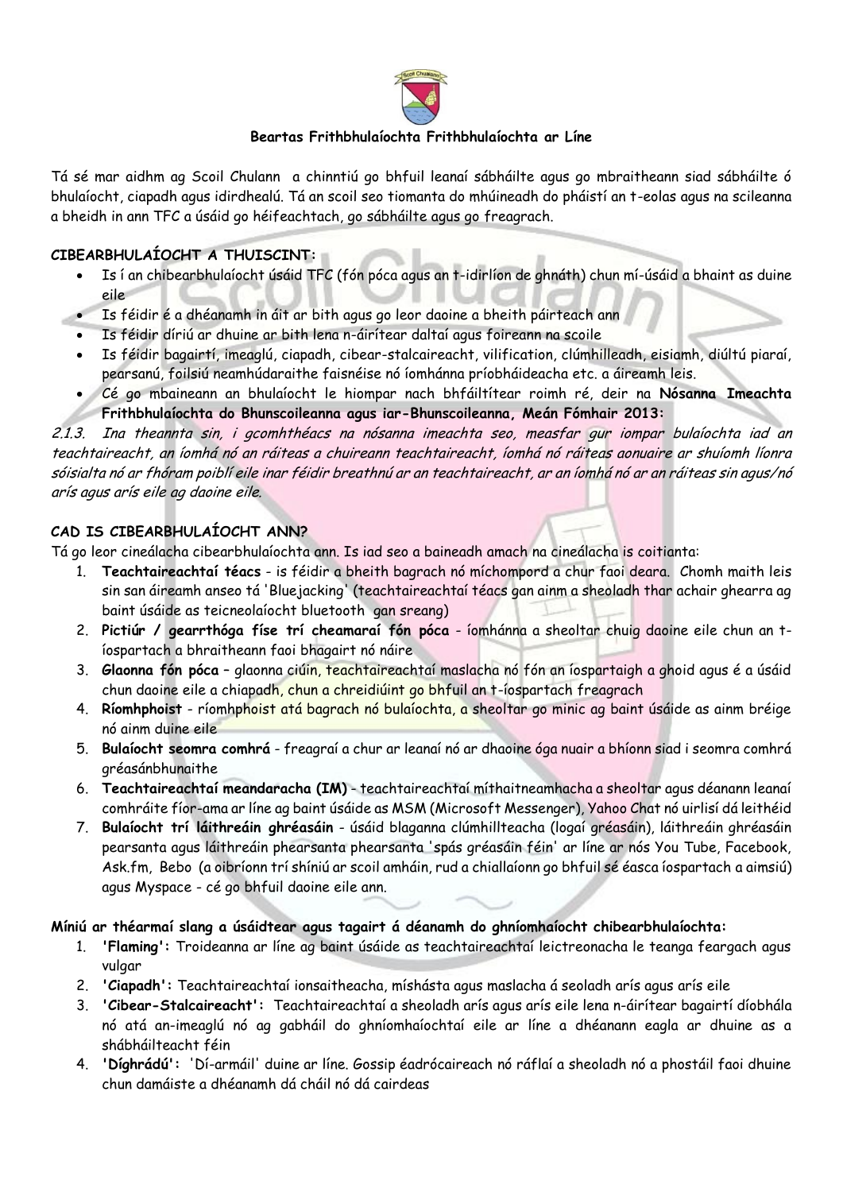**Beartas Frithbhulaíochta Frithbhulaíochta ar Líne**

Tá sé mar aidhm ag Scoil Chulann a chinntiú go bhfuil leanaí sábháilte agus go mbraitheann siad sábháilte ó bhulaíocht, ciapadh agus idirdhealú. Tá an scoil seo tiomanta do mhúineadh do pháistí an t-eolas agus na scileanna a bheidh in ann TFC a úsáid go héifeachtach, go sábháilte agus go freagrach.

**CIBEARBHULAÍOCHT A THUISCINT:**

- Is í an chibearbhulaíocht úsáid TFC (fón póca agus an t-idirlíon de ghnáth) chun mí-úsáid a bhaint as duine eile
- Is féidir é a dhéanamh in áit ar bith agus go leor daoine a bheith páirteach ann
- Is féidir díriú ar dhuine ar bith lena n-áirítear daltaí agus foireann na scoile
- Is féidir bagairtí, imeaglú, ciapadh, cibear-stalcaireacht, vilification, clúmhilleadh, eisiamh, diúltú piaraí, pearsanú, foilsiú neamhúdaraithe faisnéise nó íomhánna príobhháideacha etc. a áireamh leis.
- Cé go mbaineann an bhulaíocht le hiompar nach bhfáiltítear roimh ré, deir na **Nósanna Imeachta Frithbhulaíochta do Bhunscoileanna agus iar-Bhunscoileanna, Meán Fómhair 2013:**

*2.1.3. Ina theannta sin, i gcomhthéacs na nósanna imeachta seo, measfar gur iompar bulaíochta iad an teachtaireacht, an íomhá nó an ráiteas a chuireann teachtaireacht, íomhá nó ráiteas aonuaire ar shuíomh líonra sóisialta nó ar fhóram poiblí eile inar féidir breathnú ar an teachtaireacht, ar an íomhá nó ar an ráiteas sin agus/nó arís agus arís eile ag daoine eile.*

**CAD IS CIBEARBHULAÍOCHT ANN?**

Tá go leor cineálacha cibearbhulaíochta ann. Is iad seo a baineadh amach na cineálacha is coitianta:

1. **Teachtaireachtaí téacs** - is féidir a bheith bagrach nó míchompord a chur faoi deara. Chomh maith leis sin san áireamh anseo tá 'Bluejacking' (teachtaireachtaí téacs gan ainm a sheoladh thar achair ghearra ag baint úsáide as teicneolaíocht bluetooth gan sreang)
2. **Pictiúr / gearrthóga físe trí cheamaraí fón póca** - íomhánna a sheoltar chuig daoine eile chun an t-íospartach a bhraitheann faoi bhagairt nó náire
3. **Glaonna fón póca** – glaonna ciúin, teachtaireachtaí maslacha nó fón an íospartaigh a ghoid agus é a úsáid chun daoine eile a chiapadh, chun a chreidiúint go bhfuil an t-íospartach freagrach
4. **Ríomhphoist** - ríomhphoist atá bagrach nó bulaíochta, a sheoltar go minic ag baint úsáide as ainm bréige nó ainm duine eile
5. **Bulaíocht seomra comhrá** - freagraí a chur ar leanaí nó ar dhaoine óga nuair a bhíonn siad i seomra comhrá gréasánbhunaithe
6. **Teachtaireachtaí meandaracha (IM)** - teachtaireachtaí míthaitneamhacha a sheoltar agus déanann leanaí comhráite fíor-ama ar líne ag baint úsáide as MSM (Microsoft Messenger), Yahoo Chat nó uirlisí dá leithéid
7. **Bulaíocht trí láithreáin ghréasáin** - úsáid blaganna clúmhillteacha (logaí gréasáin), láithreáin ghréasáin pearsanta agus láithreáin phearsanta phearsanta 'spás gréasáin féin' ar líne ar nós You Tube, Facebook, Ask.fm, Bebo (a oibríonn trí shíniú ar scoil amháin, rud a chiallaíonn go bhfuil sé éasca íospartach a aimsiú) agus Myspace - cé go bhfuil daoine eile ann.

**Míniú ar théarmaí slang a úsáidtear agus tagairt á déanamh do ghníomhaíocht chibearbhulaíochta:**

1. **'Flaming':** Troideanna ar líne ag baint úsáide as teachtaireachtaí leictreonacha le teanga feargach agus vulgar
2. **'Ciapadh':** Teachtaireachtaí ionsaitheacha, míshásta agus maslacha á seoladh arís agus arís eile
3. **'Cibear-Stalcaireacht':** Teachtaireachtaí a sheoladh arís agus arís eile lena n-áirítear bagairtí díobhála nó atá an-imeaglú nó ag gabháil do ghníomhaíochtaí eile ar líne a dhéanann eagla ar dhuine as a shábháilteacht féin
4. **'Díghrádú':** 'Dí-armáil' duine ar líne. Gossip éadrócaireach nó ráflaí a sheoladh nó a phostáil faoi dhuine chun damáiste a dhéanamh dá cháil nó dá cairdeas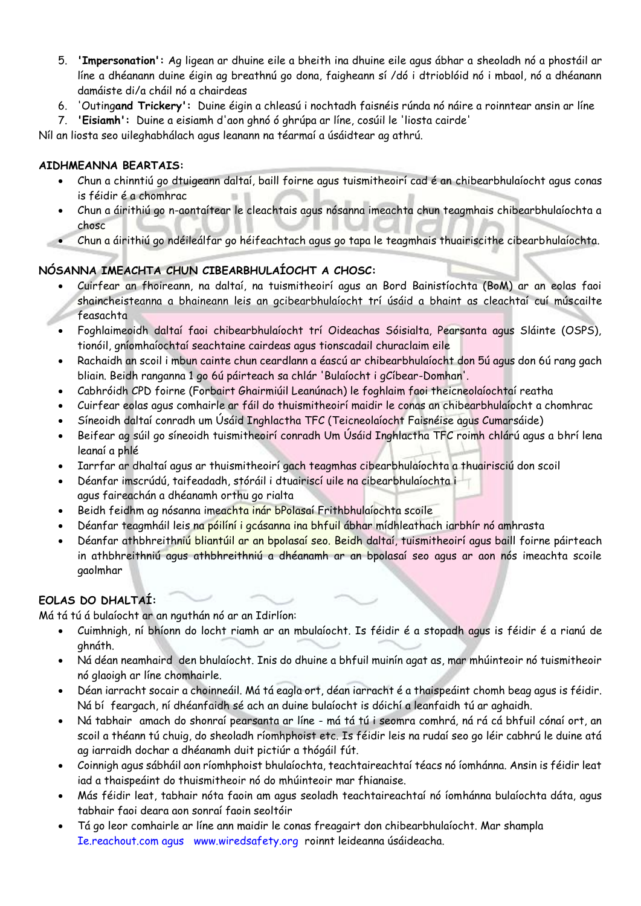5. **'Impersonation':** Ag ligean ar dhuine eile a bheith ina dhuine eile agus ábhar a sheoladh nó a phostáil ar líne a dhéanann duine éigin ag breathnú go dona, faigheann sí /dó i dtrioblóid nó i mbaol, nó a dhéanann damáiste di/a cháil nó a chairdeas
6. 'Outing**and Trickery':** Duine éigin a chleasú i nochtadh faisnéis rúnda nó náire a roinntear ansin ar líne
7. **'Eisiamh':** Duine a eisiamh d'aon ghnó ó ghrúpa ar líne, cosúil le 'liosta cairde'

Níl an liosta seo uileghabhálach agus leanann na téarmaí a úsáidtear ag athrú.

**AIDHMEANNA BEARTAIS:**

- Chun a chinntiú go dtuigeann daltaí, baill foirne agus tuismitheoirí cad é an chibearbhulaíocht agus conas is féidir é a chomhrac
- Chun a áirithiú go n-aontaítear le cleachtais agus nósanna imeachta chun teagmhais chibearbhulaíochta a chosc
- Chun a áirithiú go ndéileálfar go héifeachtach agus go tapa le teagmhais thuairiscithe cibearbhulaíochta.

**NÓSANNA IMEACHTA CHUN CIBEARBHULAÍOCHT A CHOSC:**

- Cuirfear an fhoireann, na daltaí, na tuismitheoirí agus an Bord Bainistíochta (BoM) ar an eolas faoi shaincheisteanna a bhaineann leis an gcibearbhulaíocht trí úsáid a baint as cleachtaí cuí múscailte feasachta
- Foghlaimeoidh daltaí faoi chibearbhulaíocht trí Oideachas Sóisialta, Pearsanta agus Sláinte (OSPS), tionóil, gníomhaíochtaí seachtaine cairdeas agus tionscadail churaclaim eile
- Rachaidh an scoil i mbun cainte chun ceardlann a éascú ar chibearbhulaíocht don 5ú agus don 6ú rang gach bliain. Beidh ranganna 1 go 6ú páirteach sa chlár 'Bulaíocht i gCíbear-Domhan'.
- Cabhróidh CPD foirne (Forbairt Ghairmiúil Leanúnach) le foghlaim faoi theicneolaíochtaí reatha
- Cuirfear eolas agus comhairle ar fáil do thuismitheoirí maidir le conas an chibearbhulaíocht a chomhrac
- Síneoidh daltaí conradh um Úsáid Inghlactha TFC (Teicneolaíocht Faisnéise agus Cumarsáide)
- Beifear ag súil go síneoidh tuismitheoirí conradh Um Úsáid Inghlactha TFC roimh chlárú agus a bhrí lena leanaí a phlé
- Iarrfar ar dhaltaí agus ar thuismitheoirí gach teagmhas cibearbhulaíochta a thuairisciú don scoil
- Déanfar imscrúdú, taifeadadh, stóráil i dtuairiscí uile na cibearbhulaíochta i agus faireachán a dhéanamh orthu go rialta
- Beidh feidhm ag nósanna imeachta inár bPolasaí Frithbhulaíochta scoile
- Déanfar teagmháil leis na póilíní i gcásanna ina bhfuil ábhar mídhleathach iarbhír nó amhrasta
- Déanfar athbhreithniú bliantúil ar an bpolasaí seo. Beidh daltaí, tuismitheoirí agus baill foirne páirteach in athbhreithniú agus athbhreithniú a dhéanamh ar an bpolasaí seo agus ar aon nós imeachta scoile gaolmhar

**EOLAS DO DHALTAÍ:**

Má tá tú á bulaíocht ar an nguthán nó ar an Idirlíon:

- Cuimhnigh, ní bhíonn do locht riamh ar an mbulaíocht. Is féidir é a stopadh agus is féidir é a rianú de ghnáth.
- Ná déan neamhaird den bhulaíocht. Inis do dhuine a bhfuil muinín agat as, mar mhúinteoir nó tuismitheoir nó glaoigh ar líne chomhairle.
- Déan iarracht socair a choinneáil. Má tá eagla ort, déan iarracht é a thaispeáint chomh beag agus is féidir. Ná bí feargach, ní dhéanfaidh sé ach an duine bulaíocht is dóichí a leanfaidh tú ar aghaidh.
- Ná tabhair amach do shonraí pearsanta ar líne - má tá tú i seomra comhrá, ná rá cá bhfuil cónaí ort, an scoil a théann tú chuig, do sheoladh ríomhphoist etc. Is féidir leis na rudaí seo go léir cabhrú le duine atá ag iarraidh dochar a dhéanamh duit pictiúr a thógáil fút.
- Coinnigh agus sábháil aon ríomhphoist bhulaíochta, teachtaireachtaí téacs nó íomhánna. Ansin is féidir leat iad a thaispeáint do thuismitheoir nó do mhúinteoir mar fhianaise.
- Más féidir leat, tabhair nóta faoin am agus seoladh teachtaireachtaí nó íomhánna bulaíochta dáta, agus tabhair faoi deara aon sonraí faoin seoltóir
- Tá go leor comhairle ar líne ann maidir le conas freagairt don chibearbhulaíocht. Mar shampla Ie.reachout.com agus www.wiredsafety.org roinnt leideanna úsáideacha.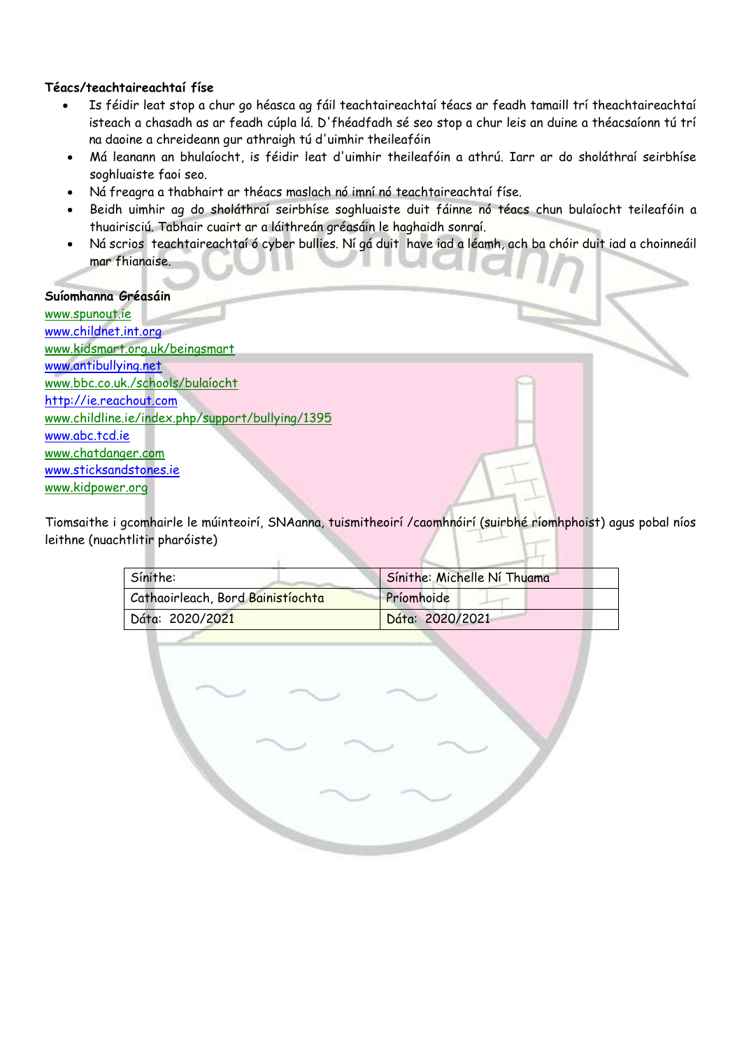**Téacs/teachtaireachtaí físe**

- Is féidir leat stop a chur go héasca ag fáil teachtaireachtaí téacs ar feadh tamaill trí theachtaireachtaí isteach a chasadh as ar feadh cúpla lá. D'fhéadfadh sé seo stop a chur leis an duine a théacsaíonn tú trí na daoine a chreideann gur athraigh tú d'uimhir theileafóin
- Má leanann an bhulaíocht, is féidir leat d'uimhir theileafóin a athrú. Iarr ar do sholáthraí seirbhíse soghluaiste faoi seo.
- Ná freagra a thabhairt ar théacs maslach nó imní nó teachtaireachtaí físe.
- Beidh uimhir ag do sholáthraí seirbhíse soghluaiste duit fáinne nó téacs chun bulaíocht teileafóin a thuairisciú. Tabhair cuairt ar a láithreán gréasáin le haghaidh sonraí.
- Ná scrios teachtaireachtaí ó cyber bullies. Ní gá duit have iad a léamh, ach ba chóir duit iad a choinneáil mar fhianaise.

**Suíomhanna Gréasáin**

www.spunout.ie
www.childnet.int.org
www.kidsmart.org.uk/beingsmart
www.antibullying.net
www.bbc.co.uk./schools/bulaíocht
http://ie.reachout.com
www.childline.ie/index.php/support/bullying/1395
www.abc.tcd.ie
www.chatdanger.com
www.sticksandstones.ie
www.kidpower.org

Tiomsaithe i gcomhairle le múinteoirí, SNAanna, tuismitheoirí /caomhnóirí (suirbhé ríomhphoist) agus pobal níos leithne (nuachtlitir pharóiste)

| | |
|---|---|
| Sínithe: | Sínithe: Michelle Ní Thuama |
| Cathaoirleach, Bord Bainistíochta | Príomhoide |
| Dáta: 2020/2021 | Dáta: 2020/2021 |